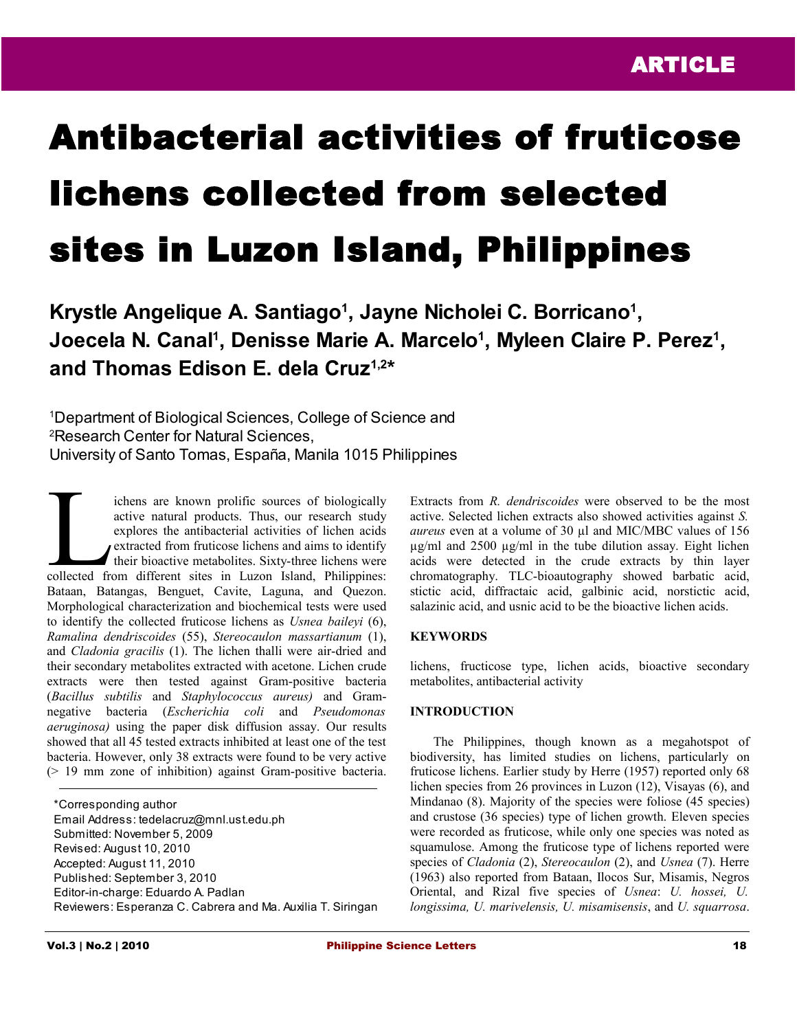ARTICLE

# Antibacterial activities of fruticose lichens collected from selected sites in Luzon Island, Philippines

**Krystle Angelique A. Santiago[1], Jayne Nicholei C. Borricano[1], Joecela N. Canal[1], Denisse Marie A. Marcelo[1], Myleen Claire P. Perez[1], and Thomas Edison E. dela Cruz[1,2]***

[1]Department of Biological Sciences, College of Science and
[2]Research Center for Natural Sciences,
University of Santo Tomas, España, Manila 1015 Philippines

Lichens are known prolific sources of biologically active natural products. Thus, our research study explores the antibacterial activities of lichen acids extracted from fruticose lichens and aims to identify their bioactive metabolites. Sixty-three lichens were collected from different sites in Luzon Island, Philippines: Bataan, Batangas, Benguet, Cavite, Laguna, and Quezon. Morphological characterization and biochemical tests were used to identify the collected fruticose lichens as *Usnea baileyi* (6), *Ramalina dendriscoides* (55), *Stereocaulon massartianum* (1), and *Cladonia gracilis* (1). The lichen thalli were air-dried and their secondary metabolites extracted with acetone. Lichen crude extracts were then tested against Gram-positive bacteria (*Bacillus subtilis* and *Staphylococcus aureus)* and Gram-negative bacteria (*Escherichia coli* and *Pseudomonas aeruginosa)* using the paper disk diffusion assay. Our results showed that all 45 tested extracts inhibited at least one of the test bacteria. However, only 38 extracts were found to be very active (> 19 mm zone of inhibition) against Gram-positive bacteria. Extracts from *R. dendriscoides* were observed to be the most active. Selected lichen extracts also showed activities against *S. aureus* even at a volume of 30 µl and MIC/MBC values of 156 µg/ml and 2500 µg/ml in the tube dilution assay. Eight lichen acids were detected in the crude extracts by thin layer chromatography. TLC-bioautography showed barbatic acid, stictic acid, diffractaic acid, galbinic acid, norstictic acid, salazinic acid, and usnic acid to be the bioactive lichen acids.

*Corresponding author
Email Address: tedelacruz@mnl.ust.edu.ph
Submitted: November 5, 2009
Revised: August 10, 2010
Accepted: August 11, 2010
Published: September 3, 2010
Editor-in-charge: Eduardo A. Padlan
Reviewers: Esperanza C. Cabrera and Ma. Auxilia T. Siringan

## KEYWORDS

lichens, fructicose type, lichen acids, bioactive secondary metabolites, antibacterial activity

## INTRODUCTION

The Philippines, though known as a megahotspot of biodiversity, has limited studies on lichens, particularly on fruticose lichens. Earlier study by Herre (1957) reported only 68 lichen species from 26 provinces in Luzon (12), Visayas (6), and Mindanao (8). Majority of the species were foliose (45 species) and crustose (36 species) type of lichen growth. Eleven species were recorded as fruticose, while only one species was noted as squamulose. Among the fruticose type of lichens reported were species of *Cladonia* (2), *Stereocaulon* (2), and *Usnea* (7). Herre (1963) also reported from Bataan, Ilocos Sur, Misamis, Negros Oriental, and Rizal five species of *Usnea*: *U. hossei, U. longissima, U. marivelensis, U. misamisensis*, and *U. squarrosa*.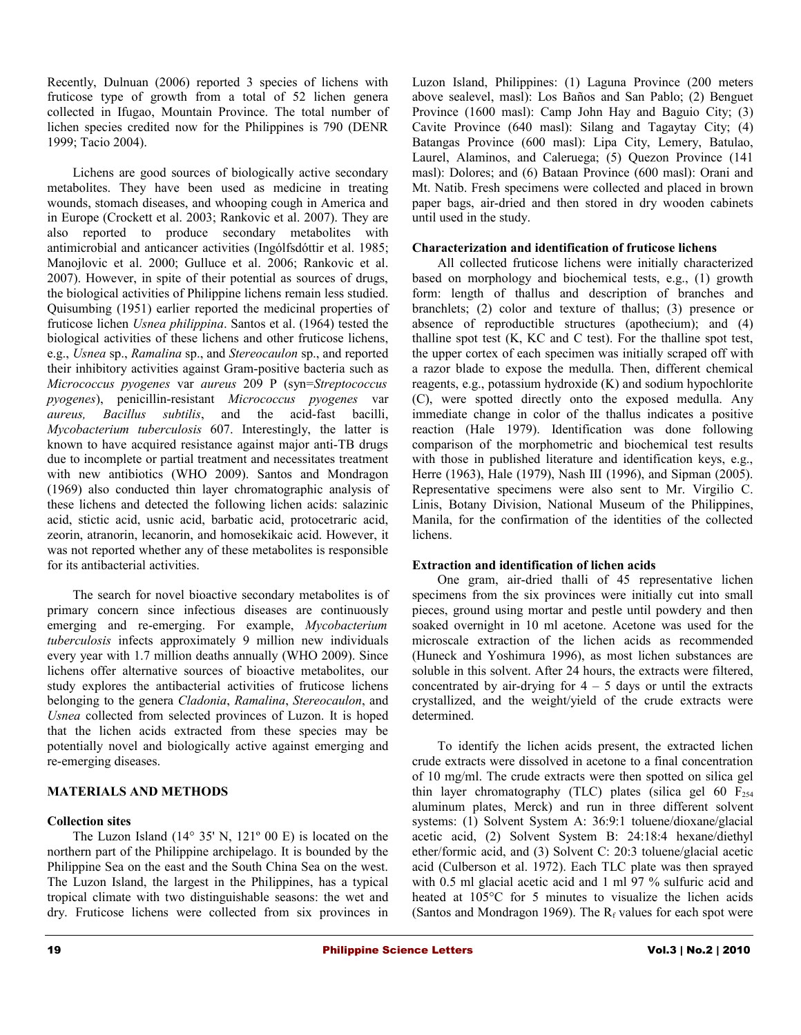Recently, Dulnuan (2006) reported 3 species of lichens with fruticose type of growth from a total of 52 lichen genera collected in Ifugao, Mountain Province. The total number of lichen species credited now for the Philippines is 790 (DENR 1999; Tacio 2004).

Lichens are good sources of biologically active secondary metabolites. They have been used as medicine in treating wounds, stomach diseases, and whooping cough in America and in Europe (Crockett et al. 2003; Rankovic et al. 2007). They are also reported to produce secondary metabolites with antimicrobial and anticancer activities (Ingólfsdóttir et al. 1985; Manojlovic et al. 2000; Gulluce et al. 2006; Rankovic et al. 2007). However, in spite of their potential as sources of drugs, the biological activities of Philippine lichens remain less studied. Quisumbing (1951) earlier reported the medicinal properties of fruticose lichen *Usnea philippina*. Santos et al. (1964) tested the biological activities of these lichens and other fruticose lichens, e.g., *Usnea* sp., *Ramalina* sp., and *Stereocaulon* sp., and reported their inhibitory activities against Gram-positive bacteria such as *Micrococcus pyogenes* var *aureus* 209 P (syn=*Streptococcus pyogenes*), penicillin-resistant *Micrococcus pyogenes* var *aureus, Bacillus subtilis*, and the acid-fast bacilli, *Mycobacterium tuberculosis* 607. Interestingly, the latter is known to have acquired resistance against major anti-TB drugs due to incomplete or partial treatment and necessitates treatment with new antibiotics (WHO 2009). Santos and Mondragon (1969) also conducted thin layer chromatographic analysis of these lichens and detected the following lichen acids: salazinic acid, stictic acid, usnic acid, barbatic acid, protocetraric acid, zeorin, atranorin, lecanorin, and homosekikaic acid. However, it was not reported whether any of these metabolites is responsible for its antibacterial activities.

The search for novel bioactive secondary metabolites is of primary concern since infectious diseases are continuously emerging and re-emerging. For example, *Mycobacterium tuberculosis* infects approximately 9 million new individuals every year with 1.7 million deaths annually (WHO 2009). Since lichens offer alternative sources of bioactive metabolites, our study explores the antibacterial activities of fruticose lichens belonging to the genera *Cladonia*, *Ramalina*, *Stereocaulon*, and *Usnea* collected from selected provinces of Luzon. It is hoped that the lichen acids extracted from these species may be potentially novel and biologically active against emerging and re-emerging diseases.

## MATERIALS AND METHODS

### Collection sites

The Luzon Island (14° 35' N, 121º 00 E) is located on the northern part of the Philippine archipelago. It is bounded by the Philippine Sea on the east and the South China Sea on the west. The Luzon Island, the largest in the Philippines, has a typical tropical climate with two distinguishable seasons: the wet and dry. Fruticose lichens were collected from six provinces in Luzon Island, Philippines: (1) Laguna Province (200 meters above sealevel, masl): Los Baños and San Pablo; (2) Benguet Province (1600 masl): Camp John Hay and Baguio City; (3) Cavite Province (640 masl): Silang and Tagaytay City; (4) Batangas Province (600 masl): Lipa City, Lemery, Batulao, Laurel, Alaminos, and Caleruega; (5) Quezon Province (141 masl): Dolores; and (6) Bataan Province (600 masl): Orani and Mt. Natib. Fresh specimens were collected and placed in brown paper bags, air-dried and then stored in dry wooden cabinets until used in the study.

### Characterization and identification of fruticose lichens

All collected fruticose lichens were initially characterized based on morphology and biochemical tests, e.g., (1) growth form: length of thallus and description of branches and branchlets; (2) color and texture of thallus; (3) presence or absence of reproductible structures (apothecium); and (4) thalline spot test (K, KC and C test). For the thalline spot test, the upper cortex of each specimen was initially scraped off with a razor blade to expose the medulla. Then, different chemical reagents, e.g., potassium hydroxide (K) and sodium hypochlorite (C), were spotted directly onto the exposed medulla. Any immediate change in color of the thallus indicates a positive reaction (Hale 1979). Identification was done following comparison of the morphometric and biochemical test results with those in published literature and identification keys, e.g., Herre (1963), Hale (1979), Nash III (1996), and Sipman (2005). Representative specimens were also sent to Mr. Virgilio C. Linis, Botany Division, National Museum of the Philippines, Manila, for the confirmation of the identities of the collected lichens.

### Extraction and identification of lichen acids

One gram, air-dried thalli of 45 representative lichen specimens from the six provinces were initially cut into small pieces, ground using mortar and pestle until powdery and then soaked overnight in 10 ml acetone. Acetone was used for the microscale extraction of the lichen acids as recommended (Huneck and Yoshimura 1996), as most lichen substances are soluble in this solvent. After 24 hours, the extracts were filtered, concentrated by air-drying for 4 – 5 days or until the extracts crystallized, and the weight/yield of the crude extracts were determined.

To identify the lichen acids present, the extracted lichen crude extracts were dissolved in acetone to a final concentration of 10 mg/ml. The crude extracts were then spotted on silica gel thin layer chromatography (TLC) plates (silica gel 60 $F_{254}$ aluminum plates, Merck) and run in three different solvent systems: (1) Solvent System A: 36:9:1 toluene/dioxane/glacial acetic acid, (2) Solvent System B: 24:18:4 hexane/diethyl ether/formic acid, and (3) Solvent C: 20:3 toluene/glacial acetic acid (Culberson et al. 1972). Each TLC plate was then sprayed with 0.5 ml glacial acetic acid and 1 ml 97 % sulfuric acid and heated at 105°C for 5 minutes to visualize the lichen acids (Santos and Mondragon 1969). The $R_f$ values for each spot were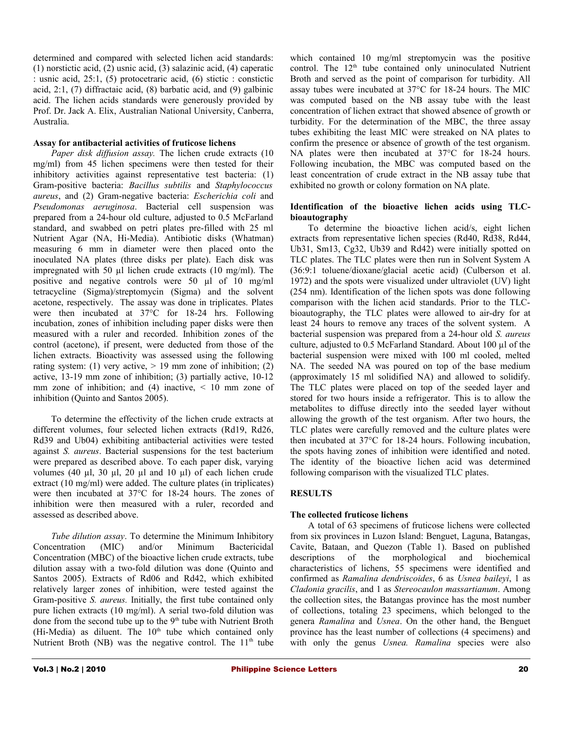determined and compared with selected lichen acid standards: (1) norstictic acid, (2) usnic acid, (3) salazinic acid, (4) caperatic : usnic acid, 25:1, (5) protocetraric acid, (6) stictic : constictic acid, 2:1, (7) diffractaic acid, (8) barbatic acid, and (9) galbinic acid. The lichen acids standards were generously provided by Prof. Dr. Jack A. Elix, Australian National University, Canberra, Australia.

### Assay for antibacterial activities of fruticose lichens

*Paper disk diffusion assay.* The lichen crude extracts (10 mg/ml) from 45 lichen specimens were then tested for their inhibitory activities against representative test bacteria: (1) Gram-positive bacteria: *Bacillus subtilis* and *Staphylococcus aureus*, and (2) Gram-negative bacteria: *Escherichia coli* and *Pseudomonas aeruginosa*. Bacterial cell suspension was prepared from a 24-hour old culture, adjusted to 0.5 McFarland standard, and swabbed on petri plates pre-filled with 25 ml Nutrient Agar (NA, Hi-Media). Antibiotic disks (Whatman) measuring 6 mm in diameter were then placed onto the inoculated NA plates (three disks per plate). Each disk was impregnated with 50 µl lichen crude extracts (10 mg/ml). The positive and negative controls were 50 µl of 10 mg/ml tetracycline (Sigma)/streptomycin (Sigma) and the solvent acetone, respectively. The assay was done in triplicates. Plates were then incubated at 37°C for 18-24 hrs. Following incubation, zones of inhibition including paper disks were then measured with a ruler and recorded. Inhibition zones of the control (acetone), if present, were deducted from those of the lichen extracts. Bioactivity was assessed using the following rating system: (1) very active, > 19 mm zone of inhibition; (2) active, 13-19 mm zone of inhibition; (3) partially active, 10-12 mm zone of inhibition; and (4) inactive, < 10 mm zone of inhibition (Quinto and Santos 2005).

To determine the effectivity of the lichen crude extracts at different volumes, four selected lichen extracts (Rd19, Rd26, Rd39 and Ub04) exhibiting antibacterial activities were tested against *S. aureus*. Bacterial suspensions for the test bacterium were prepared as described above. To each paper disk, varying volumes (40 µl, 30 µl, 20 µl and 10 µl) of each lichen crude extract (10 mg/ml) were added. The culture plates (in triplicates) were then incubated at 37°C for 18-24 hours. The zones of inhibition were then measured with a ruler, recorded and assessed as described above.

*Tube dilution assay*. To determine the Minimum Inhibitory Concentration (MIC) and/or Minimum Bactericidal Concentration (MBC) of the bioactive lichen crude extracts, tube dilution assay with a two-fold dilution was done (Quinto and Santos 2005). Extracts of Rd06 and Rd42, which exhibited relatively larger zones of inhibition, were tested against the Gram-positive *S. aureus.* Initially, the first tube contained only pure lichen extracts (10 mg/ml). A serial two-fold dilution was done from the second tube up to the 9th tube with Nutrient Broth (Hi-Media) as diluent. The 10th tube which contained only Nutrient Broth (NB) was the negative control. The 11th tube which contained 10 mg/ml streptomycin was the positive control. The 12th tube contained only uninoculated Nutrient Broth and served as the point of comparison for turbidity. All assay tubes were incubated at 37°C for 18-24 hours. The MIC was computed based on the NB assay tube with the least concentration of lichen extract that showed absence of growth or turbidity. For the determination of the MBC, the three assay tubes exhibiting the least MIC were streaked on NA plates to confirm the presence or absence of growth of the test organism. NA plates were then incubated at 37°C for 18-24 hours. Following incubation, the MBC was computed based on the least concentration of crude extract in the NB assay tube that exhibited no growth or colony formation on NA plate.

### Identification of the bioactive lichen acids using TLC-bioautography

To determine the bioactive lichen acid/s, eight lichen extracts from representative lichen species (Rd40, Rd38, Rd44, Ub31, Sm13, Cg32, Ub39 and Rd42) were initially spotted on TLC plates. The TLC plates were then run in Solvent System A (36:9:1 toluene/dioxane/glacial acetic acid) (Culberson et al. 1972) and the spots were visualized under ultraviolet (UV) light (254 nm). Identification of the lichen spots was done following comparison with the lichen acid standards. Prior to the TLC-bioautography, the TLC plates were allowed to air-dry for at least 24 hours to remove any traces of the solvent system. A bacterial suspension was prepared from a 24-hour old *S. aureus* culture, adjusted to 0.5 McFarland Standard. About 100 µl of the bacterial suspension were mixed with 100 ml cooled, melted NA. The seeded NA was poured on top of the base medium (approximately 15 ml solidified NA) and allowed to solidify. The TLC plates were placed on top of the seeded layer and stored for two hours inside a refrigerator. This is to allow the metabolites to diffuse directly into the seeded layer without allowing the growth of the test organism. After two hours, the TLC plates were carefully removed and the culture plates were then incubated at 37°C for 18-24 hours. Following incubation, the spots having zones of inhibition were identified and noted. The identity of the bioactive lichen acid was determined following comparison with the visualized TLC plates.

## RESULTS

### The collected fruticose lichens

A total of 63 specimens of fruticose lichens were collected from six provinces in Luzon Island: Benguet, Laguna, Batangas, Cavite, Bataan, and Quezon (Table 1). Based on published descriptions of the morphological and biochemical characteristics of lichens, 55 specimens were identified and confirmed as *Ramalina dendriscoides*, 6 as *Usnea baileyi*, 1 as *Cladonia gracilis*, and 1 as *Stereocaulon massartianum*. Among the collection sites, the Batangas province has the most number of collections, totaling 23 specimens, which belonged to the genera *Ramalina* and *Usnea*. On the other hand, the Benguet province has the least number of collections (4 specimens) and with only the genus *Usnea. Ramalina* species were also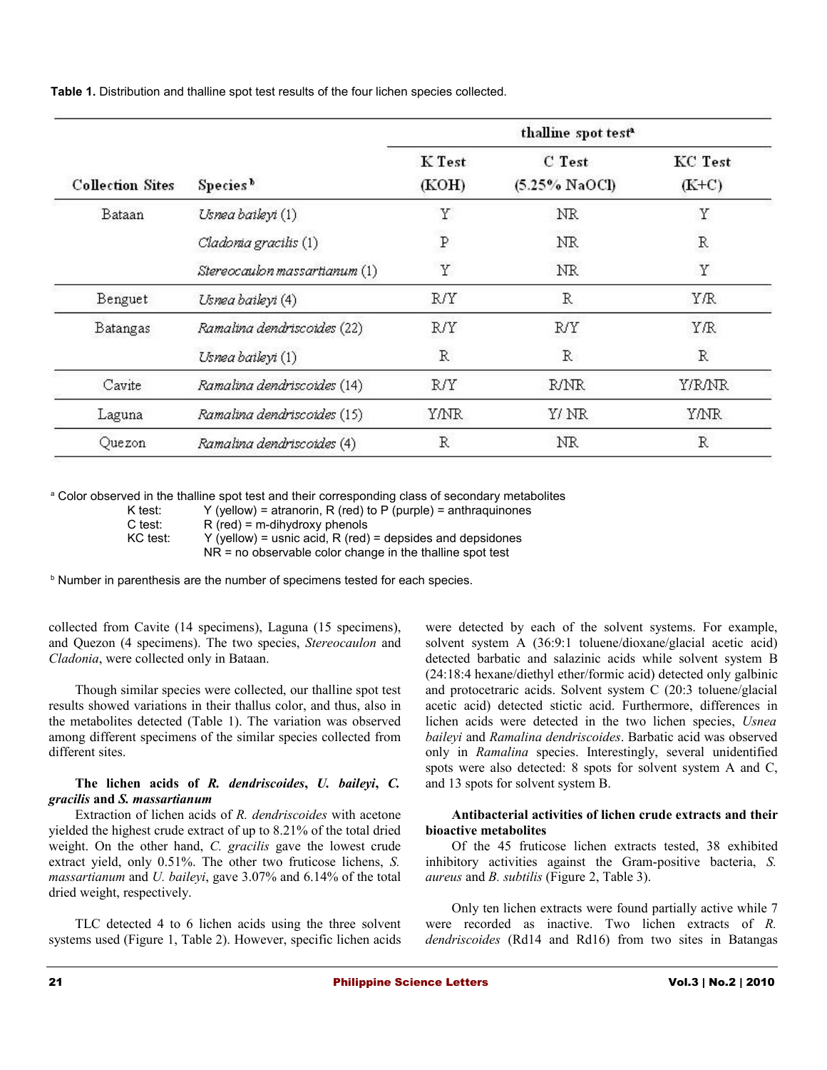**Table 1.** Distribution and thalline spot test results of the four lichen species collected.

| Collection Sites | Species[b] | thalline spot test[a] K Test (KOH) | C Test (5.25% NaOCl) | KC Test (K+C) |
|---|---|---|---|---|
| Bataan | *Usnea baileyi* (1) | Y | NR | Y |
| | *Cladonia gracilis* (1) | P | NR | R |
| | *Stereocaulon massartianum* (1) | Y | NR | Y |
| Benguet | *Usnea baileyi* (4) | R/Y | R | Y/R |
| Batangas | *Ramalina dendriscoides* (22) | R/Y | R/Y | Y/R |
| | *Usnea baileyi* (1) | R | R | R |
| Cavite | *Ramalina dendriscoides* (14) | R/Y | R/NR | Y/R/NR |
| Laguna | *Ramalina dendriscoides* (15) | Y/NR | Y/ NR | Y/NR |
| Quezon | *Ramalina dendriscoides* (4) | R | NR | R |

[a] Color observed in the thalline spot test and their corresponding class of secondary metabolites
K test: Y (yellow) = atranorin, R (red) to P (purple) = anthraquinones
C test: R (red) = m-dihydroxy phenols
KC test: Y (yellow) = usnic acid, R (red) = depsides and depsidones
NR = no observable color change in the thalline spot test

[b] Number in parenthesis are the number of specimens tested for each species.

collected from Cavite (14 specimens), Laguna (15 specimens), and Quezon (4 specimens). The two species, *Stereocaulon* and *Cladonia*, were collected only in Bataan.

Though similar species were collected, our thalline spot test results showed variations in their thallus color, and thus, also in the metabolites detected (Table 1). The variation was observed among different specimens of the similar species collected from different sites.

**The lichen acids of *R. dendriscoides*, *U. baileyi*, *C. gracilis* and *S. massartianum***

Extraction of lichen acids of *R. dendriscoides* with acetone yielded the highest crude extract of up to 8.21% of the total dried weight. On the other hand, *C. gracilis* gave the lowest crude extract yield, only 0.51%. The other two fruticose lichens, *S. massartianum* and *U. baileyi*, gave 3.07% and 6.14% of the total dried weight, respectively.

TLC detected 4 to 6 lichen acids using the three solvent systems used (Figure 1, Table 2). However, specific lichen acids were detected by each of the solvent systems. For example, solvent system A (36:9:1 toluene/dioxane/glacial acetic acid) detected barbatic and salazinic acids while solvent system B (24:18:4 hexane/diethyl ether/formic acid) detected only galbinic and protocetraric acids. Solvent system C (20:3 toluene/glacial acetic acid) detected stictic acid. Furthermore, differences in lichen acids were detected in the two lichen species, *Usnea baileyi* and *Ramalina dendriscoides*. Barbatic acid was observed only in *Ramalina* species. Interestingly, several unidentified spots were also detected: 8 spots for solvent system A and C, and 13 spots for solvent system B.

**Antibacterial activities of lichen crude extracts and their bioactive metabolites**

Of the 45 fruticose lichen extracts tested, 38 exhibited inhibitory activities against the Gram-positive bacteria, *S. aureus* and *B. subtilis* (Figure 2, Table 3).

Only ten lichen extracts were found partially active while 7 were recorded as inactive. Two lichen extracts of *R. dendriscoides* (Rd14 and Rd16) from two sites in Batangas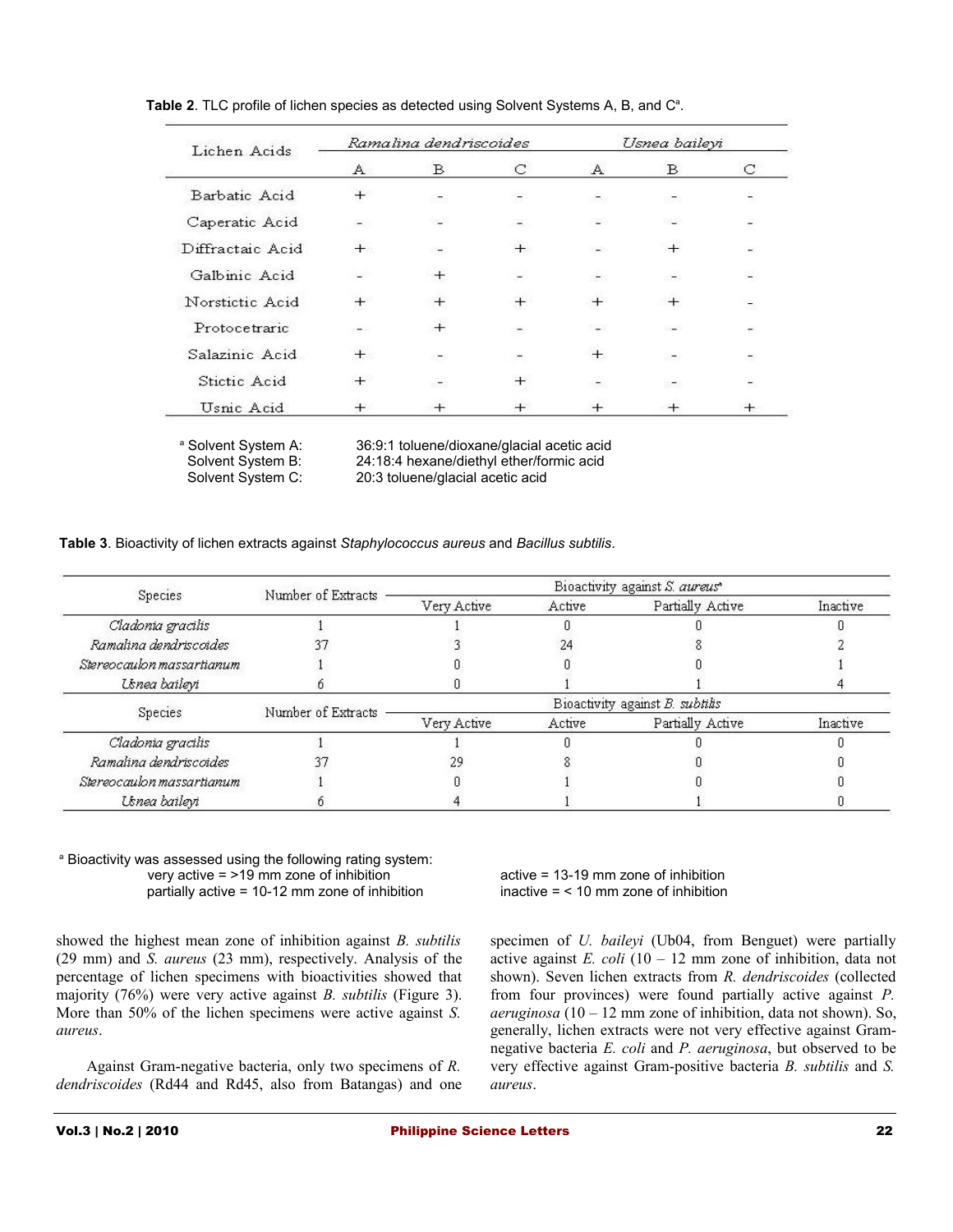**Table 2**. TLC profile of lichen species as detected using Solvent Systems A, B, and C[a].

| Lichen Acids | *Ramalina dendriscoides* | | | *Usnea baileyi* | | |
|---|---|---|---|---|---|---|
| | A | B | C | A | B | C |
| Barbatic Acid | + | - | - | - | - | - |
| Caperatic Acid | - | - | - | - | - | - |
| Diffractaic Acid | + | - | + | - | + | - |
| Galbinic Acid | - | + | - | - | - | - |
| Norstictic Acid | + | + | + | + | + | - |
| Protocetraric | - | + | - | - | - | - |
| Salazinic Acid | + | - | - | + | - | - |
| Stictic Acid | + | - | + | - | - | - |
| Usnic Acid | + | + | + | + | + | + |

[a] Solvent System A: 36:9:1 toluene/dioxane/glacial acetic acid
Solvent System B: 24:18:4 hexane/diethyl ether/formic acid
Solvent System C: 20:3 toluene/glacial acetic acid

**Table 3**. Bioactivity of lichen extracts against *Staphylococcus aureus* and *Bacillus subtilis*.

| Species | Number of Extracts | Bioactivity against *S. aureus*[a] | | | |
|---|---|---|---|---|---|
| | | Very Active | Active | Partially Active | Inactive |
| *Cladonia gracilis* | 1 | 1 | 0 | 0 | 0 |
| *Ramalina dendriscoides* | 37 | 3 | 24 | 8 | 2 |
| *Stereocaulon massartianum* | 1 | 0 | 0 | 0 | 1 |
| *Usnea baileyi* | 6 | 0 | 1 | 1 | 4 |
| **Species** | **Number of Extracts** | **Bioactivity against *B. subtilis*** | | | |
| | | Very Active | Active | Partially Active | Inactive |
| *Cladonia gracilis* | 1 | 1 | 0 | 0 | 0 |
| *Ramalina dendriscoides* | 37 | 29 | 8 | 0 | 0 |
| *Stereocaulon massartianum* | 1 | 0 | 1 | 0 | 0 |
| *Usnea baileyi* | 6 | 4 | 1 | 1 | 0 |

[a] Bioactivity was assessed using the following rating system:
very active = >19 mm zone of inhibition
active = 13-19 mm zone of inhibition
partially active = 10-12 mm zone of inhibition
inactive = < 10 mm zone of inhibition

showed the highest mean zone of inhibition against *B. subtilis* (29 mm) and *S. aureus* (23 mm), respectively. Analysis of the percentage of lichen specimens with bioactivities showed that majority (76%) were very active against *B. subtilis* (Figure 3). More than 50% of the lichen specimens were active against *S. aureus*.

Against Gram-negative bacteria, only two specimens of *R. dendriscoides* (Rd44 and Rd45, also from Batangas) and one specimen of *U. baileyi* (Ub04, from Benguet) were partially active against *E. coli* (10 – 12 mm zone of inhibition, data not shown). Seven lichen extracts from *R. dendriscoides* (collected from four provinces) were found partially active against *P. aeruginosa* (10 – 12 mm zone of inhibition, data not shown). So, generally, lichen extracts were not very effective against Gram-negative bacteria *E. coli* and *P. aeruginosa*, but observed to be very effective against Gram-positive bacteria *B. subtilis* and *S. aureus*.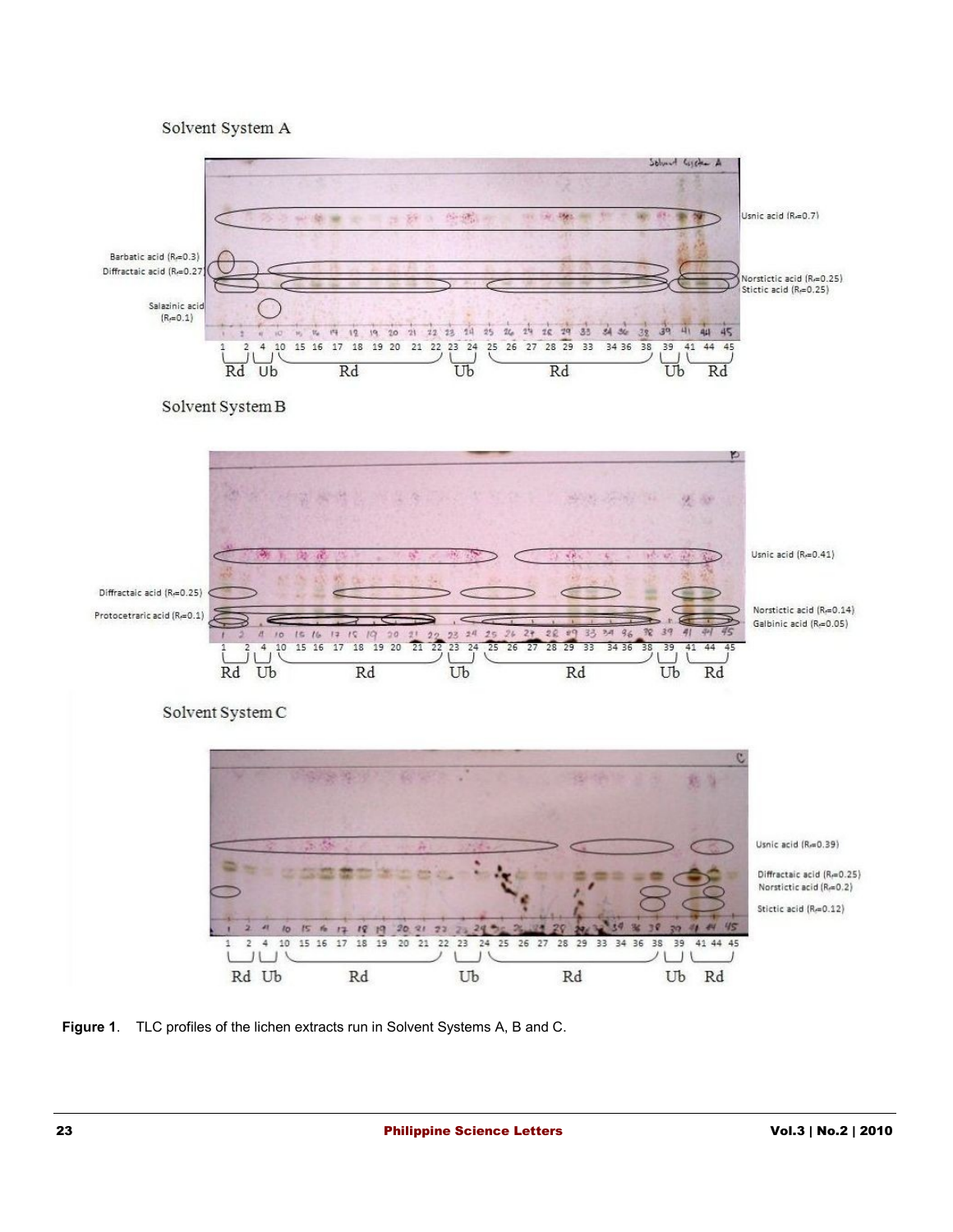Solvent System A

Solvent System B

Solvent System C

**Figure 1**. TLC profiles of the lichen extracts run in Solvent Systems A, B and C.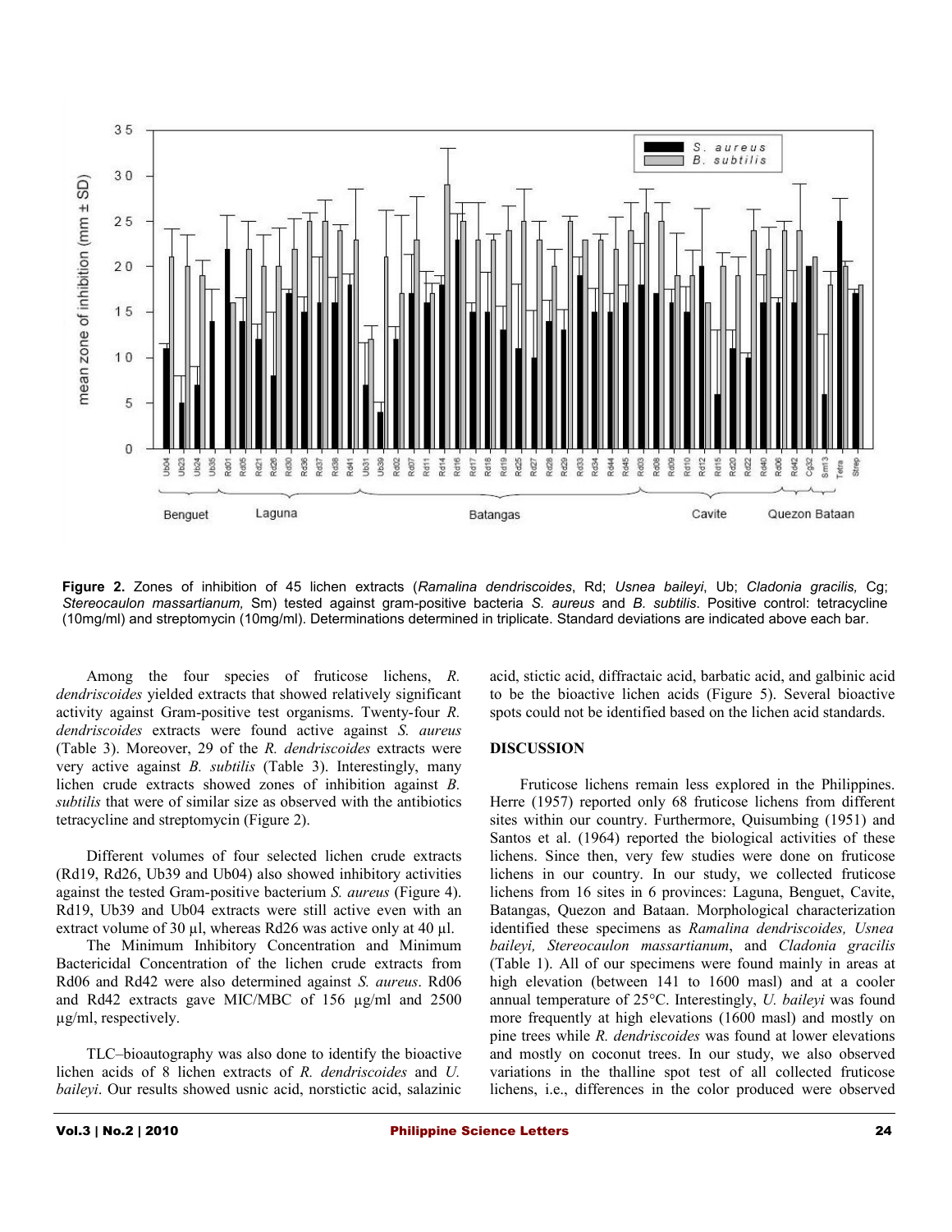**Figure 2.** Zones of inhibition of 45 lichen extracts (*Ramalina dendriscoides*, Rd; *Usnea baileyi*, Ub; *Cladonia gracilis,* Cg; *Stereocaulon massartianum,* Sm) tested against gram-positive bacteria *S. aureus* and *B. subtilis*. Positive control: tetracycline (10mg/ml) and streptomycin (10mg/ml). Determinations determined in triplicate. Standard deviations are indicated above each bar.

Among the four species of fruticose lichens, *R. dendriscoides* yielded extracts that showed relatively significant activity against Gram-positive test organisms. Twenty-four *R. dendriscoides* extracts were found active against *S. aureus* (Table 3). Moreover, 29 of the *R. dendriscoides* extracts were very active against *B. subtilis* (Table 3). Interestingly, many lichen crude extracts showed zones of inhibition against *B. subtilis* that were of similar size as observed with the antibiotics tetracycline and streptomycin (Figure 2).

Different volumes of four selected lichen crude extracts (Rd19, Rd26, Ub39 and Ub04) also showed inhibitory activities against the tested Gram-positive bacterium *S. aureus* (Figure 4). Rd19, Ub39 and Ub04 extracts were still active even with an extract volume of 30 µl, whereas Rd26 was active only at 40 µl.

The Minimum Inhibitory Concentration and Minimum Bactericidal Concentration of the lichen crude extracts from Rd06 and Rd42 were also determined against *S. aureus*. Rd06 and Rd42 extracts gave MIC/MBC of 156 µg/ml and 2500 µg/ml, respectively.

TLC–bioautography was also done to identify the bioactive lichen acids of 8 lichen extracts of *R. dendriscoides* and *U. baileyi*. Our results showed usnic acid, norstictic acid, salazinic acid, stictic acid, diffractaic acid, barbatic acid, and galbinic acid to be the bioactive lichen acids (Figure 5). Several bioactive spots could not be identified based on the lichen acid standards.

## DISCUSSION

Fruticose lichens remain less explored in the Philippines. Herre (1957) reported only 68 fruticose lichens from different sites within our country. Furthermore, Quisumbing (1951) and Santos et al. (1964) reported the biological activities of these lichens. Since then, very few studies were done on fruticose lichens in our country. In our study, we collected fruticose lichens from 16 sites in 6 provinces: Laguna, Benguet, Cavite, Batangas, Quezon and Bataan. Morphological characterization identified these specimens as *Ramalina dendriscoides, Usnea baileyi, Stereocaulon massartianum*, and *Cladonia gracilis* (Table 1). All of our specimens were found mainly in areas at high elevation (between 141 to 1600 masl) and at a cooler annual temperature of 25°C. Interestingly, *U. baileyi* was found more frequently at high elevations (1600 masl) and mostly on pine trees while *R. dendriscoides* was found at lower elevations and mostly on coconut trees. In our study, we also observed variations in the thalline spot test of all collected fruticose lichens, i.e., differences in the color produced were observed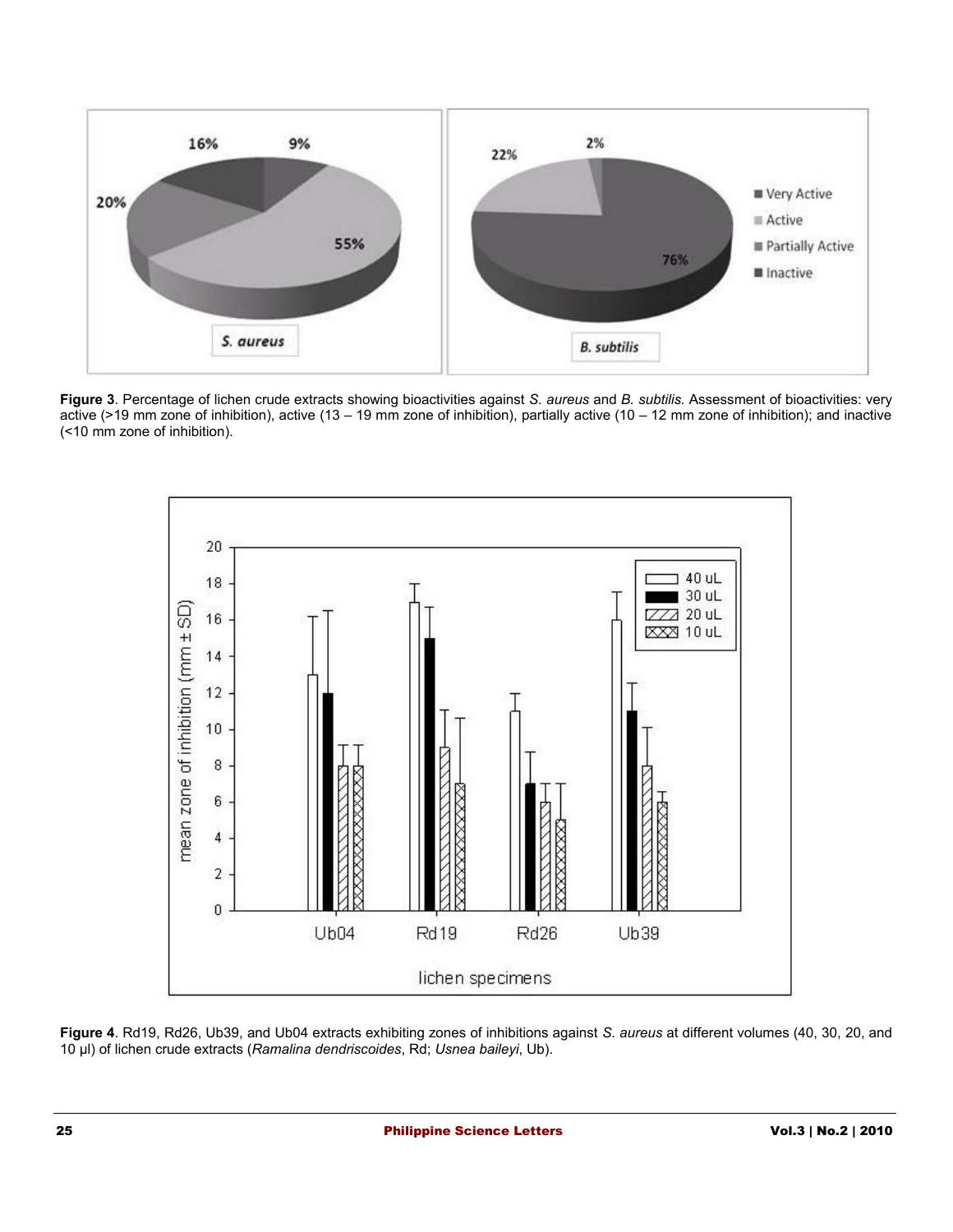**Figure 3**. Percentage of lichen crude extracts showing bioactivities against *S. aureus* and *B. subtilis.* Assessment of bioactivities: very active (>19 mm zone of inhibition), active (13 – 19 mm zone of inhibition), partially active (10 – 12 mm zone of inhibition); and inactive (<10 mm zone of inhibition).

**Figure 4**. Rd19, Rd26, Ub39, and Ub04 extracts exhibiting zones of inhibitions against *S. aureus* at different volumes (40, 30, 20, and 10 µl) of lichen crude extracts (*Ramalina dendriscoides*, Rd; *Usnea baileyi*, Ub).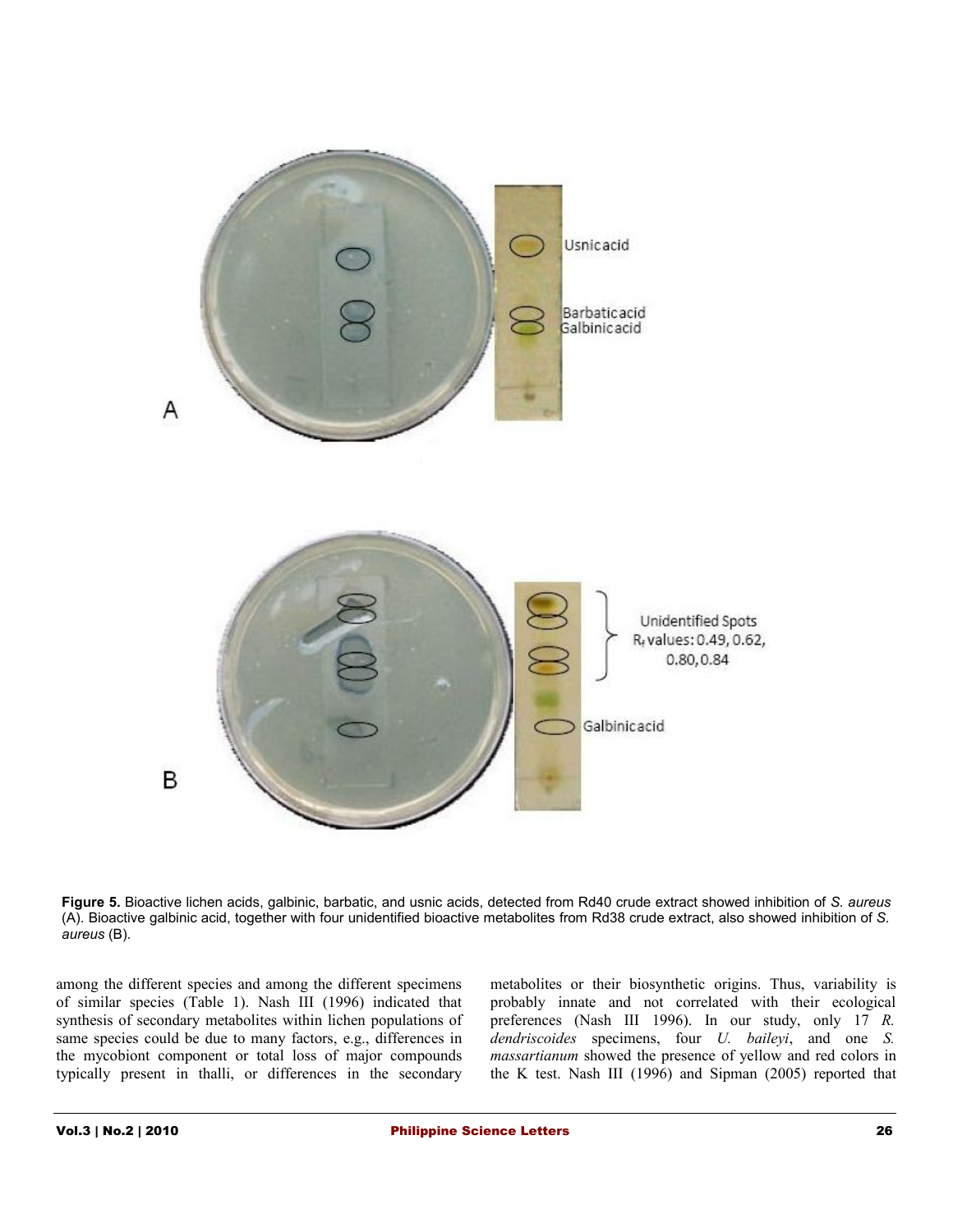**Figure 5.** Bioactive lichen acids, galbinic, barbatic, and usnic acids, detected from Rd40 crude extract showed inhibition of *S. aureus* (A). Bioactive galbinic acid, together with four unidentified bioactive metabolites from Rd38 crude extract, also showed inhibition of *S. aureus* (B).

among the different species and among the different specimens of similar species (Table 1). Nash III (1996) indicated that synthesis of secondary metabolites within lichen populations of same species could be due to many factors, e.g., differences in the mycobiont component or total loss of major compounds typically present in thalli, or differences in the secondary metabolites or their biosynthetic origins. Thus, variability is probably innate and not correlated with their ecological preferences (Nash III 1996). In our study, only 17 *R. dendriscoides* specimens, four *U. baileyi*, and one *S. massartianum* showed the presence of yellow and red colors in the K test. Nash III (1996) and Sipman (2005) reported that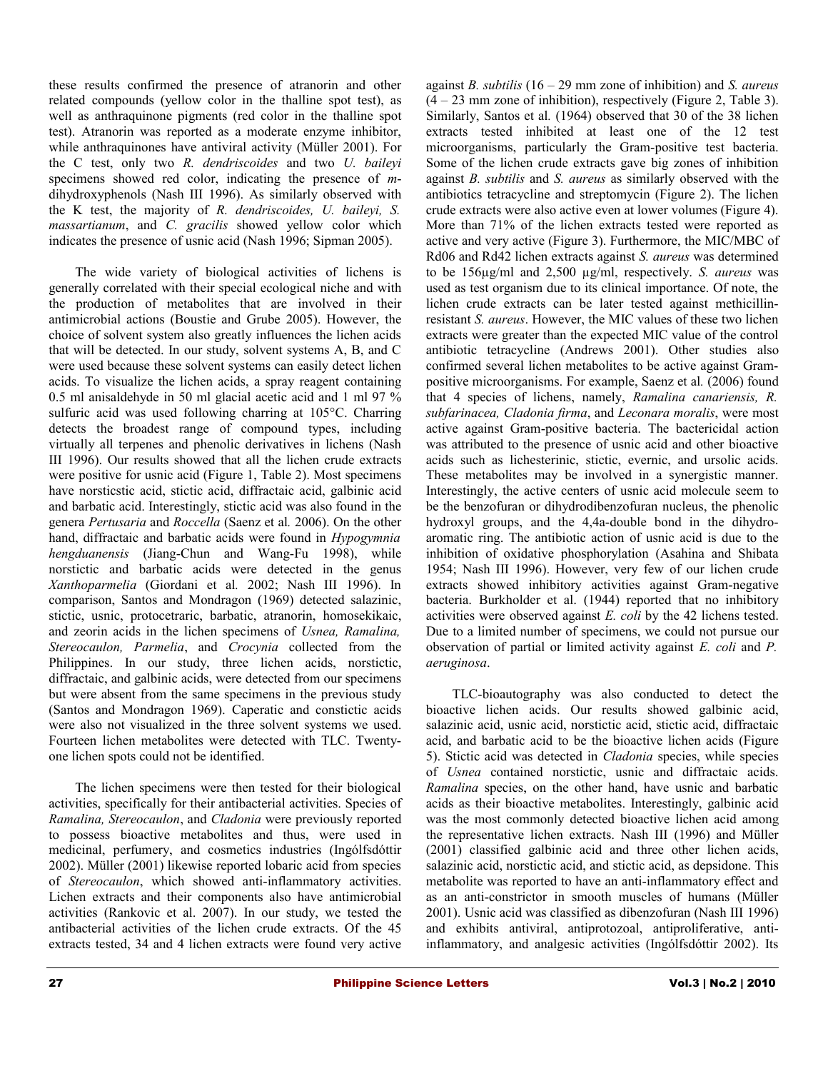these results confirmed the presence of atranorin and other related compounds (yellow color in the thalline spot test), as well as anthraquinone pigments (red color in the thalline spot test). Atranorin was reported as a moderate enzyme inhibitor, while anthraquinones have antiviral activity (Müller 2001). For the C test, only two *R. dendriscoides* and two *U. baileyi* specimens showed red color, indicating the presence of *m*-dihydroxyphenols (Nash III 1996). As similarly observed with the K test, the majority of *R. dendriscoides, U. baileyi, S. massartianum*, and *C. gracilis* showed yellow color which indicates the presence of usnic acid (Nash 1996; Sipman 2005).

The wide variety of biological activities of lichens is generally correlated with their special ecological niche and with the production of metabolites that are involved in their antimicrobial actions (Boustie and Grube 2005). However, the choice of solvent system also greatly influences the lichen acids that will be detected. In our study, solvent systems A, B, and C were used because these solvent systems can easily detect lichen acids. To visualize the lichen acids, a spray reagent containing 0.5 ml anisaldehyde in 50 ml glacial acetic acid and 1 ml 97 % sulfuric acid was used following charring at 105°C. Charring detects the broadest range of compound types, including virtually all terpenes and phenolic derivatives in lichens (Nash III 1996). Our results showed that all the lichen crude extracts were positive for usnic acid (Figure 1, Table 2). Most specimens have norsticstic acid, stictic acid, diffractaic acid, galbinic acid and barbatic acid. Interestingly, stictic acid was also found in the genera *Pertusaria* and *Roccella* (Saenz et al*.* 2006). On the other hand, diffractaic and barbatic acids were found in *Hypogymnia hengduanensis* (Jiang-Chun and Wang-Fu 1998), while norstictic and barbatic acids were detected in the genus *Xanthoparmelia* (Giordani et al*.* 2002; Nash III 1996). In comparison, Santos and Mondragon (1969) detected salazinic, stictic, usnic, protocetraric, barbatic, atranorin, homosekikaic, and zeorin acids in the lichen specimens of *Usnea, Ramalina, Stereocaulon, Parmelia*, and *Crocynia* collected from the Philippines. In our study, three lichen acids, norstictic, diffractaic, and galbinic acids, were detected from our specimens but were absent from the same specimens in the previous study (Santos and Mondragon 1969). Caperatic and constictic acids were also not visualized in the three solvent systems we used. Fourteen lichen metabolites were detected with TLC. Twenty-one lichen spots could not be identified.

The lichen specimens were then tested for their biological activities, specifically for their antibacterial activities. Species of *Ramalina, Stereocaulon*, and *Cladonia* were previously reported to possess bioactive metabolites and thus, were used in medicinal, perfumery, and cosmetics industries (Ingólfsdóttir 2002). Müller (2001) likewise reported lobaric acid from species of *Stereocaulon*, which showed anti-inflammatory activities. Lichen extracts and their components also have antimicrobial activities (Rankovic et al. 2007). In our study, we tested the antibacterial activities of the lichen crude extracts. Of the 45 extracts tested, 34 and 4 lichen extracts were found very active against *B. subtilis* (16 – 29 mm zone of inhibition) and *S. aureus* (4 – 23 mm zone of inhibition), respectively (Figure 2, Table 3). Similarly, Santos et al*.* (1964) observed that 30 of the 38 lichen extracts tested inhibited at least one of the 12 test microorganisms, particularly the Gram-positive test bacteria. Some of the lichen crude extracts gave big zones of inhibition against *B. subtilis* and *S. aureus* as similarly observed with the antibiotics tetracycline and streptomycin (Figure 2). The lichen crude extracts were also active even at lower volumes (Figure 4). More than 71% of the lichen extracts tested were reported as active and very active (Figure 3). Furthermore, the MIC/MBC of Rd06 and Rd42 lichen extracts against *S. aureus* was determined to be 156µg/ml and 2,500 µg/ml, respectively. *S. aureus* was used as test organism due to its clinical importance. Of note, the lichen crude extracts can be later tested against methicillin-resistant *S. aureus*. However, the MIC values of these two lichen extracts were greater than the expected MIC value of the control antibiotic tetracycline (Andrews 2001). Other studies also confirmed several lichen metabolites to be active against Gram-positive microorganisms. For example, Saenz et al*.* (2006) found that 4 species of lichens, namely, *Ramalina canariensis, R. subfarinacea, Cladonia firma*, and *Leconara moralis*, were most active against Gram-positive bacteria. The bactericidal action was attributed to the presence of usnic acid and other bioactive acids such as lichesterinic, stictic, evernic, and ursolic acids. These metabolites may be involved in a synergistic manner. Interestingly, the active centers of usnic acid molecule seem to be the benzofuran or dihydrodibenzofuran nucleus, the phenolic hydroxyl groups, and the 4,4a-double bond in the dihydro-aromatic ring. The antibiotic action of usnic acid is due to the inhibition of oxidative phosphorylation (Asahina and Shibata 1954; Nash III 1996). However, very few of our lichen crude extracts showed inhibitory activities against Gram-negative bacteria. Burkholder et al. (1944) reported that no inhibitory activities were observed against *E. coli* by the 42 lichens tested. Due to a limited number of specimens, we could not pursue our observation of partial or limited activity against *E. coli* and *P. aeruginosa*.

TLC-bioautography was also conducted to detect the bioactive lichen acids. Our results showed galbinic acid, salazinic acid, usnic acid, norstictic acid, stictic acid, diffractaic acid, and barbatic acid to be the bioactive lichen acids (Figure 5). Stictic acid was detected in *Cladonia* species, while species of *Usnea* contained norstictic, usnic and diffractaic acids. *Ramalina* species, on the other hand, have usnic and barbatic acids as their bioactive metabolites. Interestingly, galbinic acid was the most commonly detected bioactive lichen acid among the representative lichen extracts. Nash III (1996) and Müller (2001) classified galbinic acid and three other lichen acids, salazinic acid, norstictic acid, and stictic acid, as depsidone. This metabolite was reported to have an anti-inflammatory effect and as an anti-constrictor in smooth muscles of humans (Müller 2001). Usnic acid was classified as dibenzofuran (Nash III 1996) and exhibits antiviral, antiprotozoal, antiproliferative, anti-inflammatory, and analgesic activities (Ingólfsdóttir 2002). Its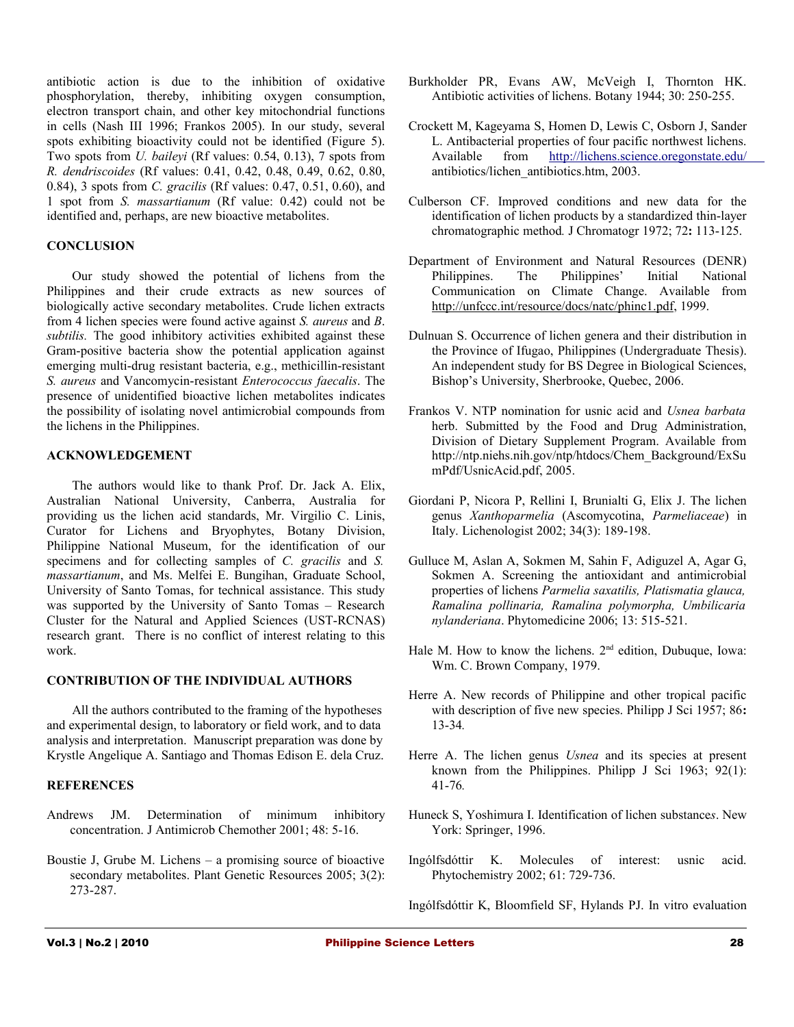antibiotic action is due to the inhibition of oxidative phosphorylation, thereby, inhibiting oxygen consumption, electron transport chain, and other key mitochondrial functions in cells (Nash III 1996; Frankos 2005). In our study, several spots exhibiting bioactivity could not be identified (Figure 5). Two spots from *U. baileyi* (Rf values: 0.54, 0.13), 7 spots from *R. dendriscoides* (Rf values: 0.41, 0.42, 0.48, 0.49, 0.62, 0.80, 0.84), 3 spots from *C. gracilis* (Rf values: 0.47, 0.51, 0.60), and 1 spot from *S. massartianum* (Rf value: 0.42) could not be identified and, perhaps, are new bioactive metabolites.

## CONCLUSION

Our study showed the potential of lichens from the Philippines and their crude extracts as new sources of biologically active secondary metabolites. Crude lichen extracts from 4 lichen species were found active against *S. aureus* and *B. subtilis.* The good inhibitory activities exhibited against these Gram-positive bacteria show the potential application against emerging multi-drug resistant bacteria, e.g., methicillin-resistant *S. aureus* and Vancomycin-resistant *Enterococcus faecalis*. The presence of unidentified bioactive lichen metabolites indicates the possibility of isolating novel antimicrobial compounds from the lichens in the Philippines.

## ACKNOWLEDGEMENT

The authors would like to thank Prof. Dr. Jack A. Elix, Australian National University, Canberra, Australia for providing us the lichen acid standards, Mr. Virgilio C. Linis, Curator for Lichens and Bryophytes, Botany Division, Philippine National Museum, for the identification of our specimens and for collecting samples of *C. gracilis* and *S. massartianum*, and Ms. Melfei E. Bungihan, Graduate School, University of Santo Tomas, for technical assistance. This study was supported by the University of Santo Tomas – Research Cluster for the Natural and Applied Sciences (UST-RCNAS) research grant. There is no conflict of interest relating to this work.

## CONTRIBUTION OF THE INDIVIDUAL AUTHORS

All the authors contributed to the framing of the hypotheses and experimental design, to laboratory or field work, and to data analysis and interpretation. Manuscript preparation was done by Krystle Angelique A. Santiago and Thomas Edison E. dela Cruz.

## REFERENCES

Andrews JM. Determination of minimum inhibitory concentration. J Antimicrob Chemother 2001; 48: 5-16.

Boustie J, Grube M. Lichens – a promising source of bioactive secondary metabolites. Plant Genetic Resources 2005; 3(2): 273-287.

Burkholder PR, Evans AW, McVeigh I, Thornton HK. Antibiotic activities of lichens. Botany 1944; 30: 250-255.

Crockett M, Kageyama S, Homen D, Lewis C, Osborn J, Sander L. Antibacterial properties of four pacific northwest lichens. Available from http://lichens.science.oregonstate.edu/antibiotics/lichen_antibiotics.htm, 2003.

Culberson CF. Improved conditions and new data for the identification of lichen products by a standardized thin-layer chromatographic method. J Chromatogr 1972; 72**:** 113-125.

Department of Environment and Natural Resources (DENR) Philippines. The Philippines' Initial National Communication on Climate Change. Available from http://unfccc.int/resource/docs/natc/phinc1.pdf, 1999.

Dulnuan S. Occurrence of lichen genera and their distribution in the Province of Ifugao, Philippines (Undergraduate Thesis). An independent study for BS Degree in Biological Sciences, Bishop's University, Sherbrooke, Quebec, 2006.

Frankos V. NTP nomination for usnic acid and *Usnea barbata* herb. Submitted by the Food and Drug Administration, Division of Dietary Supplement Program. Available from http://ntp.niehs.nih.gov/ntp/htdocs/Chem_Background/ExSumPdf/UsnicAcid.pdf, 2005.

Giordani P, Nicora P, Rellini I, Brunialti G, Elix J. The lichen genus *Xanthoparmelia* (Ascomycotina, *Parmeliaceae*) in Italy. Lichenologist 2002; 34(3): 189-198.

Gulluce M, Aslan A, Sokmen M, Sahin F, Adiguzel A, Agar G, Sokmen A. Screening the antioxidant and antimicrobial properties of lichens *Parmelia saxatilis, Platismatia glauca, Ramalina pollinaria, Ramalina polymorpha, Umbilicaria nylanderiana*. Phytomedicine 2006; 13: 515-521.

Hale M. How to know the lichens. 2nd edition, Dubuque, Iowa: Wm. C. Brown Company, 1979.

Herre A. New records of Philippine and other tropical pacific with description of five new species. Philipp J Sci 1957; 86**:** 13-34.

Herre A. The lichen genus *Usnea* and its species at present known from the Philippines. Philipp J Sci 1963; 92(1): 41-76.

Huneck S, Yoshimura I. Identification of lichen substance*s*. New York: Springer, 1996.

Ingólfsdóttir K. Molecules of interest: usnic acid. Phytochemistry 2002; 61: 729-736.

Ingólfsdóttir K, Bloomfield SF, Hylands PJ. In vitro evaluation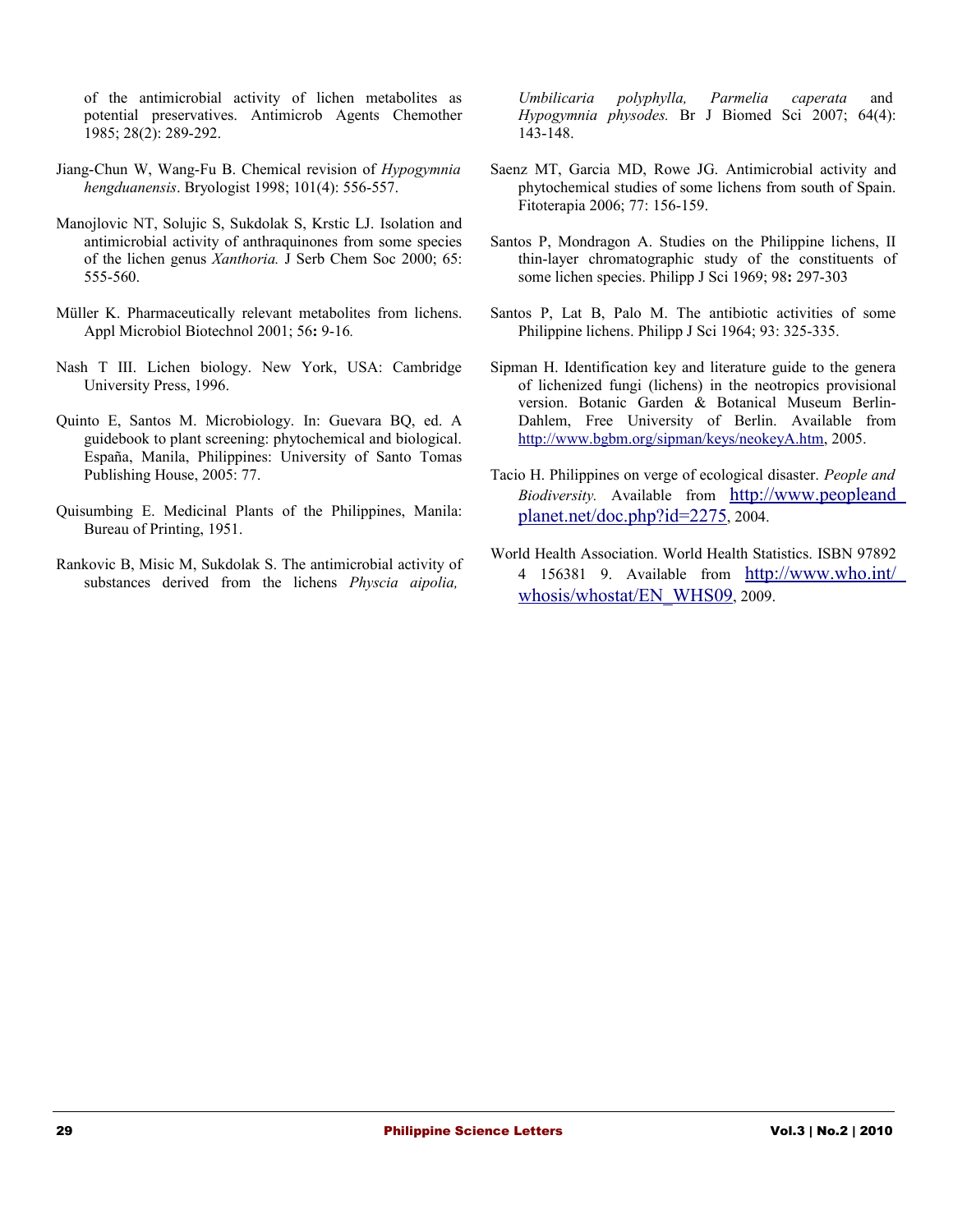of the antimicrobial activity of lichen metabolites as potential preservatives. Antimicrob Agents Chemother 1985; 28(2): 289-292.

Jiang-Chun W, Wang-Fu B. Chemical revision of *Hypogymnia hengduanensis*. Bryologist 1998; 101(4): 556-557.

Manojlovic NT, Solujic S, Sukdolak S, Krstic LJ. Isolation and antimicrobial activity of anthraquinones from some species of the lichen genus *Xanthoria.* J Serb Chem Soc 2000; 65: 555-560.

Müller K. Pharmaceutically relevant metabolites from lichens. Appl Microbiol Biotechnol 2001; 56**:** 9-16*.*

Nash T III. Lichen biology. New York, USA: Cambridge University Press, 1996.

Quinto E, Santos M. Microbiology. In: Guevara BQ, ed. A guidebook to plant screening: phytochemical and biological. España, Manila, Philippines: University of Santo Tomas Publishing House, 2005: 77.

Quisumbing E. Medicinal Plants of the Philippines, Manila: Bureau of Printing, 1951.

Rankovic B, Misic M, Sukdolak S. The antimicrobial activity of substances derived from the lichens *Physcia aipolia, Umbilicaria polyphylla, Parmelia caperata* and *Hypogymnia physodes.* Br J Biomed Sci 2007; 64(4): 143-148.

Saenz MT, Garcia MD, Rowe JG. Antimicrobial activity and phytochemical studies of some lichens from south of Spain. Fitoterapia 2006; 77: 156-159.

Santos P, Mondragon A. Studies on the Philippine lichens, II thin-layer chromatographic study of the constituents of some lichen species. Philipp J Sci 1969; 98**:** 297-303

Santos P, Lat B, Palo M. The antibiotic activities of some Philippine lichens. Philipp J Sci 1964; 93: 325-335.

Sipman H. Identification key and literature guide to the genera of lichenized fungi (lichens) in the neotropics provisional version. Botanic Garden & Botanical Museum Berlin-Dahlem, Free University of Berlin. Available from http://www.bgbm.org/sipman/keys/neokeyA.htm, 2005.

Tacio H. Philippines on verge of ecological disaster. *People and Biodiversity.* Available from http://www.peopleandplanet.net/doc.php?id=2275, 2004.

World Health Association. World Health Statistics. ISBN 97892 4 156381 9. Available from http://www.who.int/whosis/whostat/EN_WHS09, 2009.